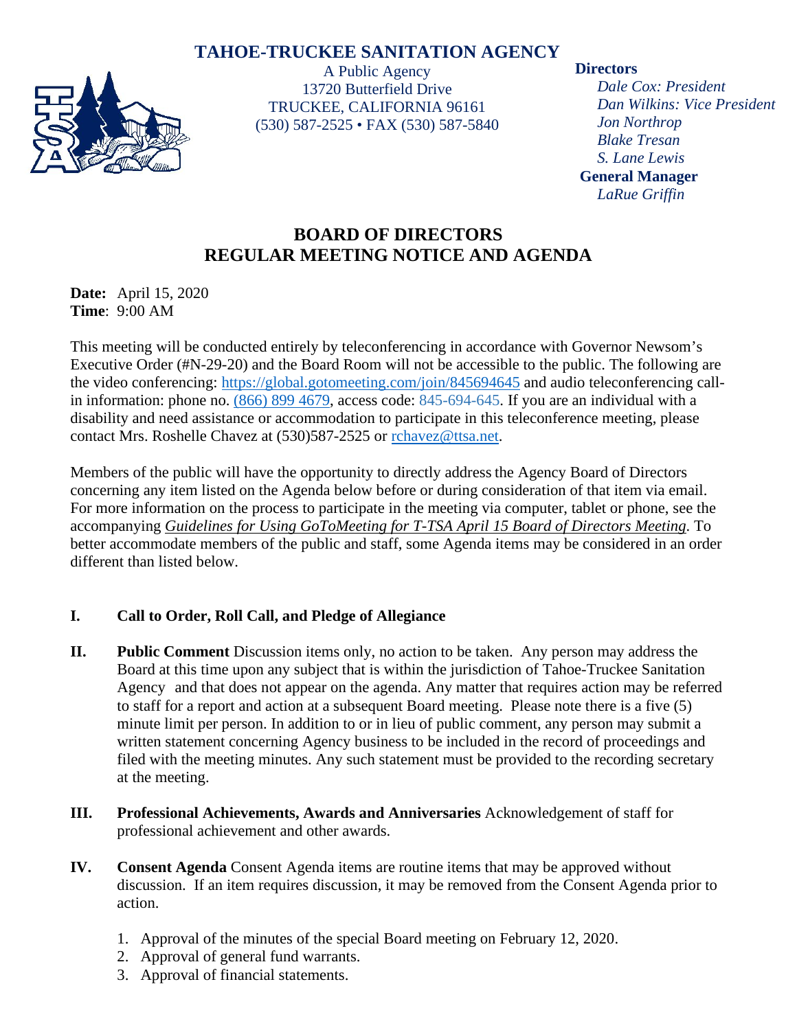# TAHOE-TRUCKEE SANITATION AGENCY

A Public Agency
13720 Butterfield Drive
TRUCKEE, CALIFORNIA 96161
(530) 587-2525 • FAX (530) 587-5840

**Directors**
*Dale Cox: President*
*Dan Wilkins: Vice President*
*Jon Northrop*
*Blake Tresan*
*S. Lane Lewis*

**General Manager**
*LaRue Griffin*

## BOARD OF DIRECTORS
## REGULAR MEETING NOTICE AND AGENDA

**Date:** April 15, 2020
**Time**: 9:00 AM

This meeting will be conducted entirely by teleconferencing in accordance with Governor Newsom's Executive Order (#N-29-20) and the Board Room will not be accessible to the public. The following are the video conferencing: https://global.gotomeeting.com/join/845694645 and audio teleconferencing call-in information: phone no. (866) 899 4679, access code: 845-694-645. If you are an individual with a disability and need assistance or accommodation to participate in this teleconference meeting, please contact Mrs. Roshelle Chavez at (530)587-2525 or rchavez@ttsa.net.

Members of the public will have the opportunity to directly address the Agency Board of Directors concerning any item listed on the Agenda below before or during consideration of that item via email. For more information on the process to participate in the meeting via computer, tablet or phone, see the accompanying *Guidelines for Using GoToMeeting for T-TSA April 15 Board of Directors Meeting*. To better accommodate members of the public and staff, some Agenda items may be considered in an order different than listed below.

**I. Call to Order, Roll Call, and Pledge of Allegiance**

**II. Public Comment** Discussion items only, no action to be taken. Any person may address the Board at this time upon any subject that is within the jurisdiction of Tahoe-Truckee Sanitation Agency and that does not appear on the agenda. Any matter that requires action may be referred to staff for a report and action at a subsequent Board meeting. Please note there is a five (5) minute limit per person. In addition to or in lieu of public comment, any person may submit a written statement concerning Agency business to be included in the record of proceedings and filed with the meeting minutes. Any such statement must be provided to the recording secretary at the meeting.

**III. Professional Achievements, Awards and Anniversaries** Acknowledgement of staff for professional achievement and other awards.

**IV. Consent Agenda** Consent Agenda items are routine items that may be approved without discussion. If an item requires discussion, it may be removed from the Consent Agenda prior to action.

1. Approval of the minutes of the special Board meeting on February 12, 2020.
2. Approval of general fund warrants.
3. Approval of financial statements.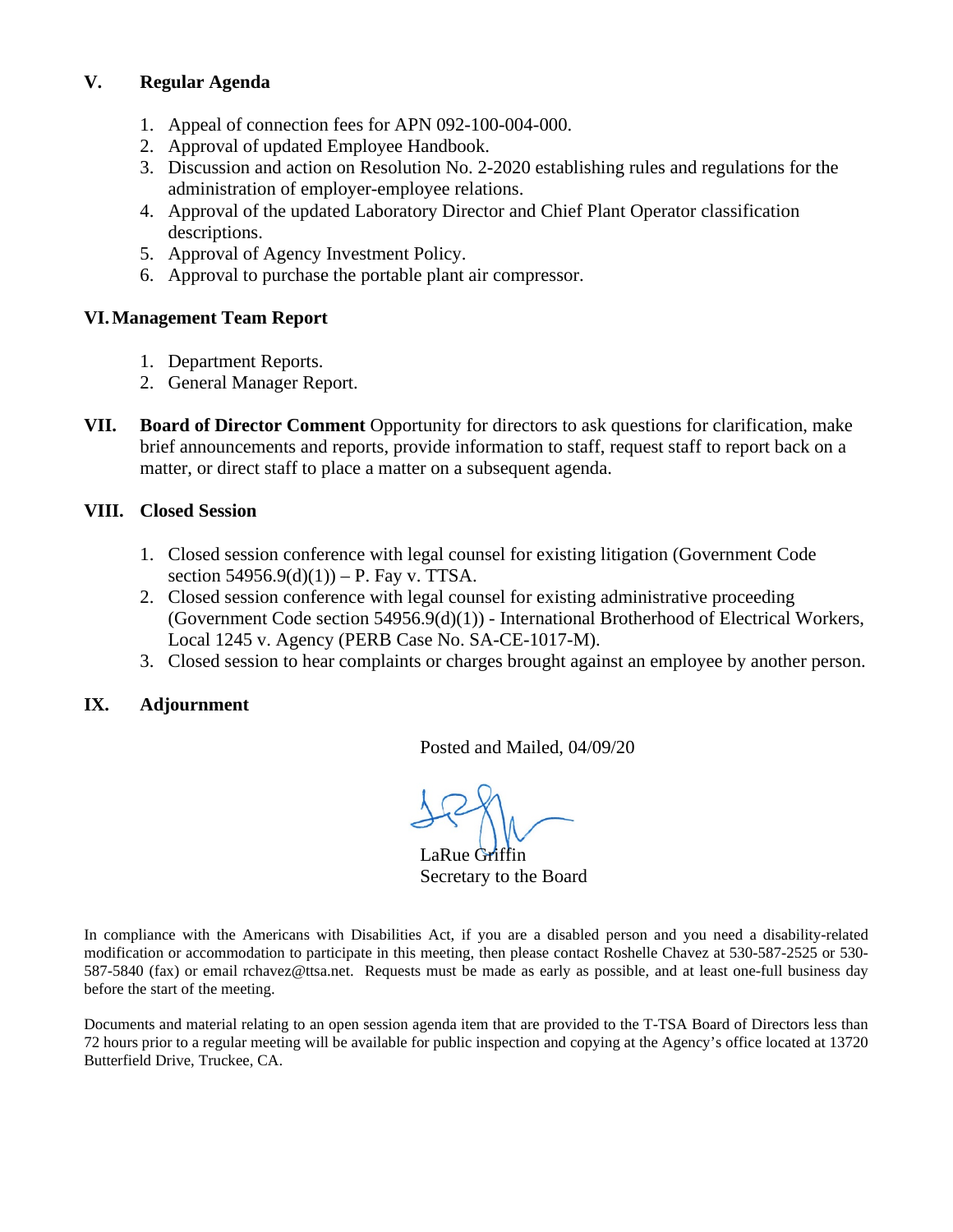## V. Regular Agenda

1. Appeal of connection fees for APN 092-100-004-000.
2. Approval of updated Employee Handbook.
3. Discussion and action on Resolution No. 2-2020 establishing rules and regulations for the administration of employer-employee relations.
4. Approval of the updated Laboratory Director and Chief Plant Operator classification descriptions.
5. Approval of Agency Investment Policy.
6. Approval to purchase the portable plant air compressor.

## VI. Management Team Report

1. Department Reports.
2. General Manager Report.

## VII. Board of Director Comment

**Board of Director Comment** Opportunity for directors to ask questions for clarification, make brief announcements and reports, provide information to staff, request staff to report back on a matter, or direct staff to place a matter on a subsequent agenda.

## VIII. Closed Session

1. Closed session conference with legal counsel for existing litigation (Government Code section 54956.9(d)(1)) – P. Fay v. TTSA.
2. Closed session conference with legal counsel for existing administrative proceeding (Government Code section 54956.9(d)(1)) - International Brotherhood of Electrical Workers, Local 1245 v. Agency (PERB Case No. SA-CE-1017-M).
3. Closed session to hear complaints or charges brought against an employee by another person.

## IX. Adjournment

Posted and Mailed, 04/09/20

LaRue Griffin
Secretary to the Board

In compliance with the Americans with Disabilities Act, if you are a disabled person and you need a disability-related modification or accommodation to participate in this meeting, then please contact Roshelle Chavez at 530-587-2525 or 530-587-5840 (fax) or email rchavez@ttsa.net. Requests must be made as early as possible, and at least one-full business day before the start of the meeting.

Documents and material relating to an open session agenda item that are provided to the T-TSA Board of Directors less than 72 hours prior to a regular meeting will be available for public inspection and copying at the Agency's office located at 13720 Butterfield Drive, Truckee, CA.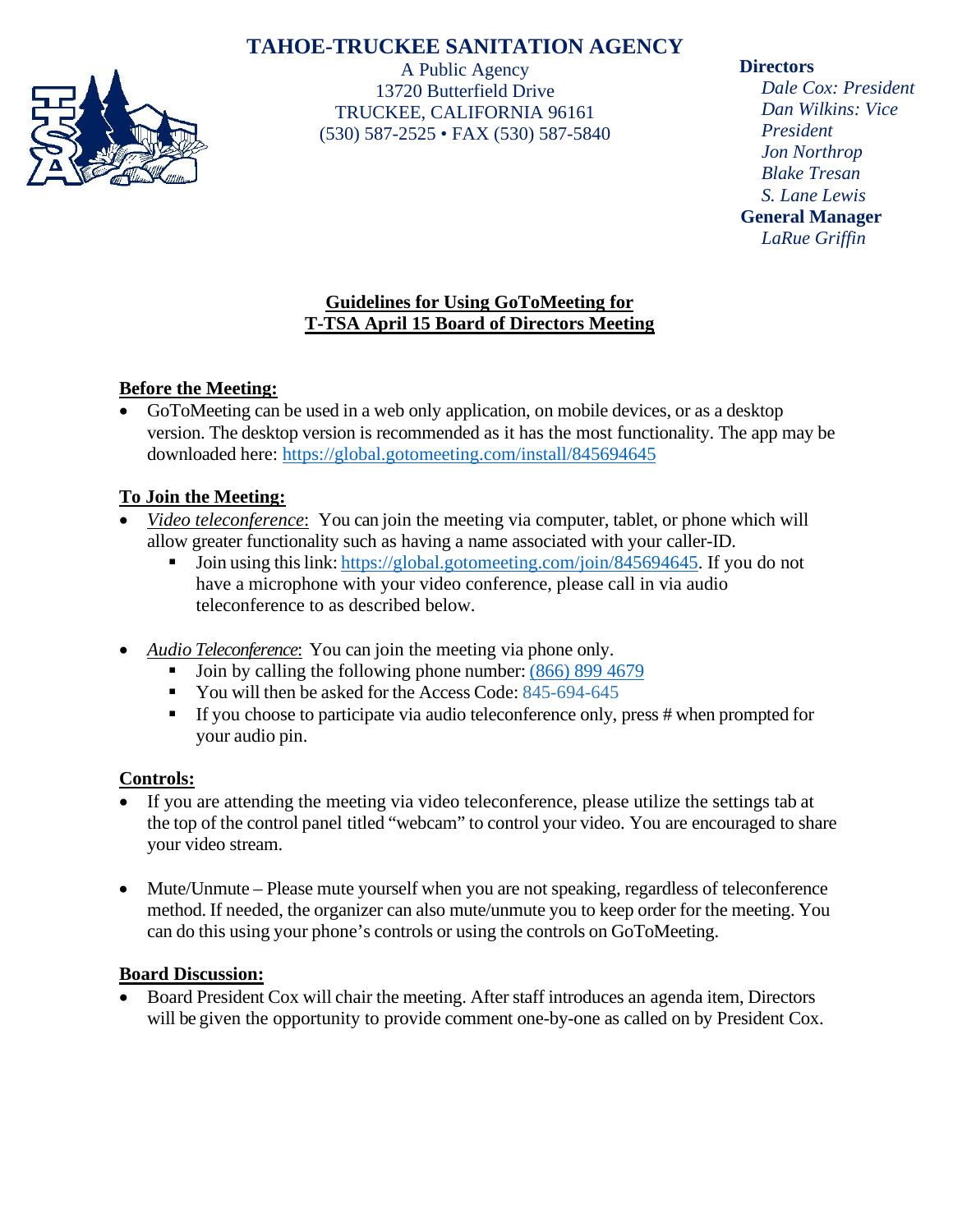# TAHOE-TRUCKEE SANITATION AGENCY

A Public Agency
13720 Butterfield Drive
TRUCKEE, CALIFORNIA 96161
(530) 587-2525 • FAX (530) 587-5840

**Directors**
*Dale Cox: President*
*Dan Wilkins: Vice President*
*Jon Northrop*
*Blake Tresan*
*S. Lane Lewis*
**General Manager**
*LaRue Griffin*

## Guidelines for Using GoToMeeting for T-TSA April 15 Board of Directors Meeting

### Before the Meeting:

- GoToMeeting can be used in a web only application, on mobile devices, or as a desktop version. The desktop version is recommended as it has the most functionality. The app may be downloaded here: https://global.gotomeeting.com/install/845694645

### To Join the Meeting:

- *Video teleconference*: You can join the meeting via computer, tablet, or phone which will allow greater functionality such as having a name associated with your caller-ID.
  - Join using this link: https://global.gotomeeting.com/join/845694645. If you do not have a microphone with your video conference, please call in via audio teleconference to as described below.

- *Audio Teleconference*: You can join the meeting via phone only.
  - Join by calling the following phone number: (866) 899 4679
  - You will then be asked for the Access Code: 845-694-645
  - If you choose to participate via audio teleconference only, press # when prompted for your audio pin.

### Controls:

- If you are attending the meeting via video teleconference, please utilize the settings tab at the top of the control panel titled "webcam" to control your video. You are encouraged to share your video stream.

- Mute/Unmute – Please mute yourself when you are not speaking, regardless of teleconference method. If needed, the organizer can also mute/unmute you to keep order for the meeting. You can do this using your phone's controls or using the controls on GoToMeeting.

### Board Discussion:

- Board President Cox will chair the meeting. After staff introduces an agenda item, Directors will be given the opportunity to provide comment one-by-one as called on by President Cox.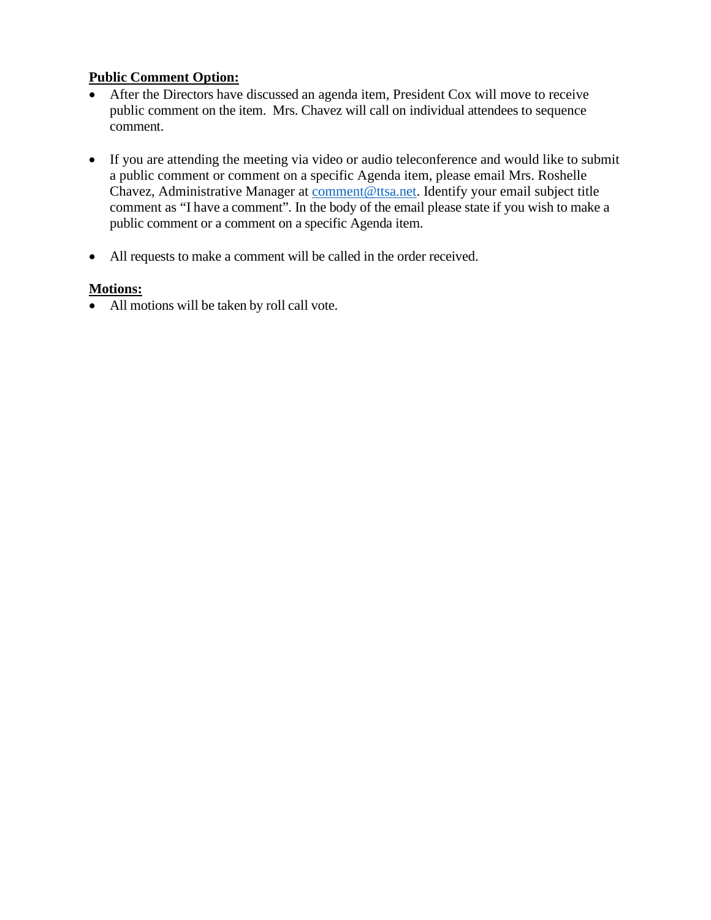**Public Comment Option:**

- After the Directors have discussed an agenda item, President Cox will move to receive public comment on the item. Mrs. Chavez will call on individual attendees to sequence comment.

- If you are attending the meeting via video or audio teleconference and would like to submit a public comment or comment on a specific Agenda item, please email Mrs. Roshelle Chavez, Administrative Manager at comment@ttsa.net. Identify your email subject title comment as "I have a comment". In the body of the email please state if you wish to make a public comment or a comment on a specific Agenda item.

- All requests to make a comment will be called in the order received.

**Motions:**

- All motions will be taken by roll call vote.